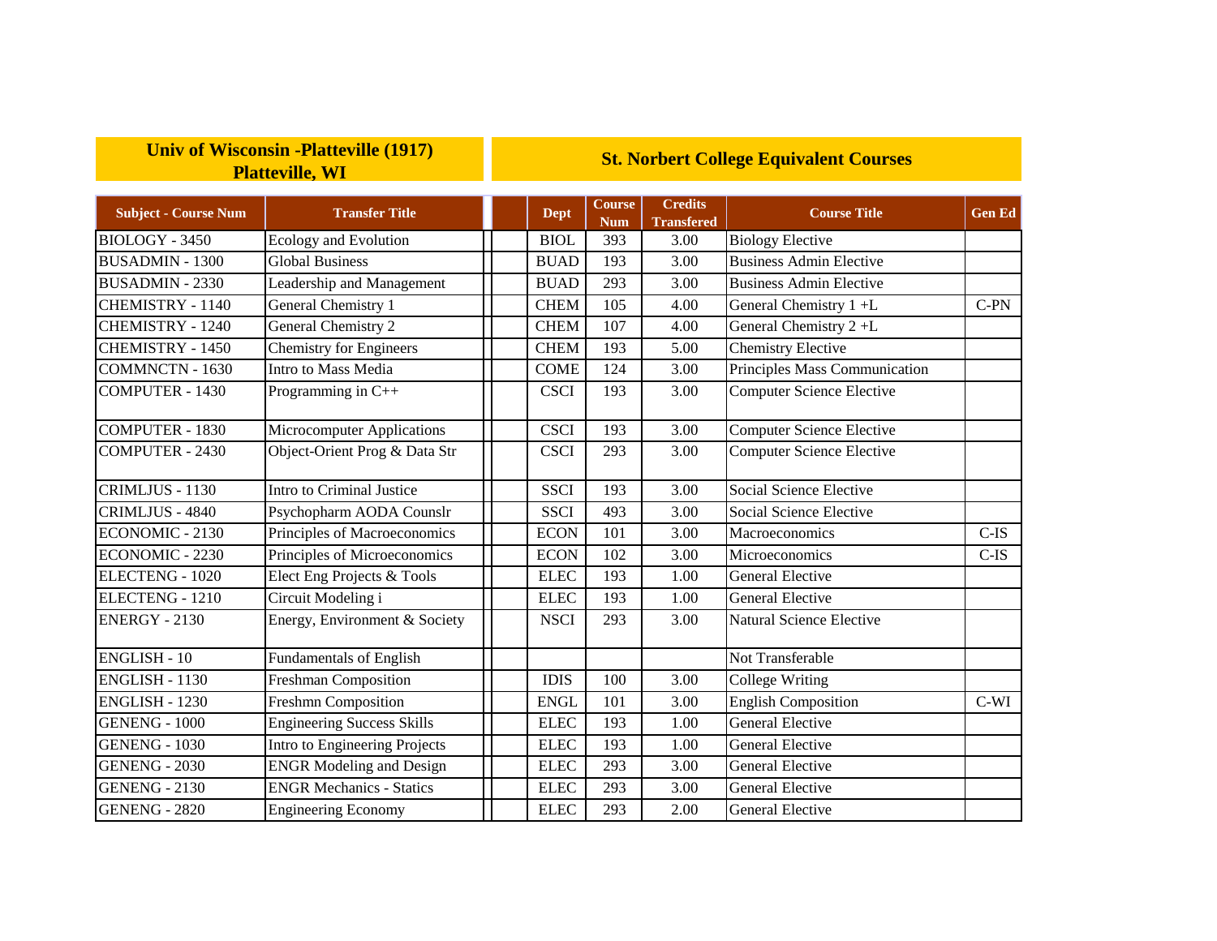| Univ of Wisconsin -Platteville (1917) Platteville, WI | | St. Norbert College Equivalent Courses | | | | |
|---|---|---|---|---|---|---|
| **Subject - Course Num** | **Transfer Title** | **Dept** | **Course Num** | **Credits Transfered** | **Course Title** | **Gen Ed** |
| BIOLOGY - 3450 | Ecology and Evolution | BIOL | 393 | 3.00 | Biology Elective | |
| BUSADMIN - 1300 | Global Business | BUAD | 193 | 3.00 | Business Admin Elective | |
| BUSADMIN - 2330 | Leadership and Management | BUAD | 293 | 3.00 | Business Admin Elective | |
| CHEMISTRY - 1140 | General Chemistry 1 | CHEM | 105 | 4.00 | General Chemistry 1 +L | C-PN |
| CHEMISTRY - 1240 | General Chemistry 2 | CHEM | 107 | 4.00 | General Chemistry 2 +L | |
| CHEMISTRY - 1450 | Chemistry for Engineers | CHEM | 193 | 5.00 | Chemistry Elective | |
| COMMNCTN - 1630 | Intro to Mass Media | COME | 124 | 3.00 | Principles Mass Communication | |
| COMPUTER - 1430 | Programming in C++ | CSCI | 193 | 3.00 | Computer Science Elective | |
| COMPUTER - 1830 | Microcomputer Applications | CSCI | 193 | 3.00 | Computer Science Elective | |
| COMPUTER - 2430 | Object-Orient Prog & Data Str | CSCI | 293 | 3.00 | Computer Science Elective | |
| CRIMLJUS - 1130 | Intro to Criminal Justice | SSCI | 193 | 3.00 | Social Science Elective | |
| CRIMLJUS - 4840 | Psychopharm AODA Counslr | SSCI | 493 | 3.00 | Social Science Elective | |
| ECONOMIC - 2130 | Principles of Macroeconomics | ECON | 101 | 3.00 | Macroeconomics | C-IS |
| ECONOMIC - 2230 | Principles of Microeconomics | ECON | 102 | 3.00 | Microeconomics | C-IS |
| ELECTENG - 1020 | Elect Eng Projects & Tools | ELEC | 193 | 1.00 | General Elective | |
| ELECTENG - 1210 | Circuit Modeling i | ELEC | 193 | 1.00 | General Elective | |
| ENERGY - 2130 | Energy, Environment & Society | NSCI | 293 | 3.00 | Natural Science Elective | |
| ENGLISH - 10 | Fundamentals of English | | | | Not Transferable | |
| ENGLISH - 1130 | Freshman Composition | IDIS | 100 | 3.00 | College Writing | |
| ENGLISH - 1230 | Freshmn Composition | ENGL | 101 | 3.00 | English Composition | C-WI |
| GENENG - 1000 | Engineering Success Skills | ELEC | 193 | 1.00 | General Elective | |
| GENENG - 1030 | Intro to Engineering Projects | ELEC | 193 | 1.00 | General Elective | |
| GENENG - 2030 | ENGR Modeling and Design | ELEC | 293 | 3.00 | General Elective | |
| GENENG - 2130 | ENGR Mechanics - Statics | ELEC | 293 | 3.00 | General Elective | |
| GENENG - 2820 | Engineering Economy | ELEC | 293 | 2.00 | General Elective | |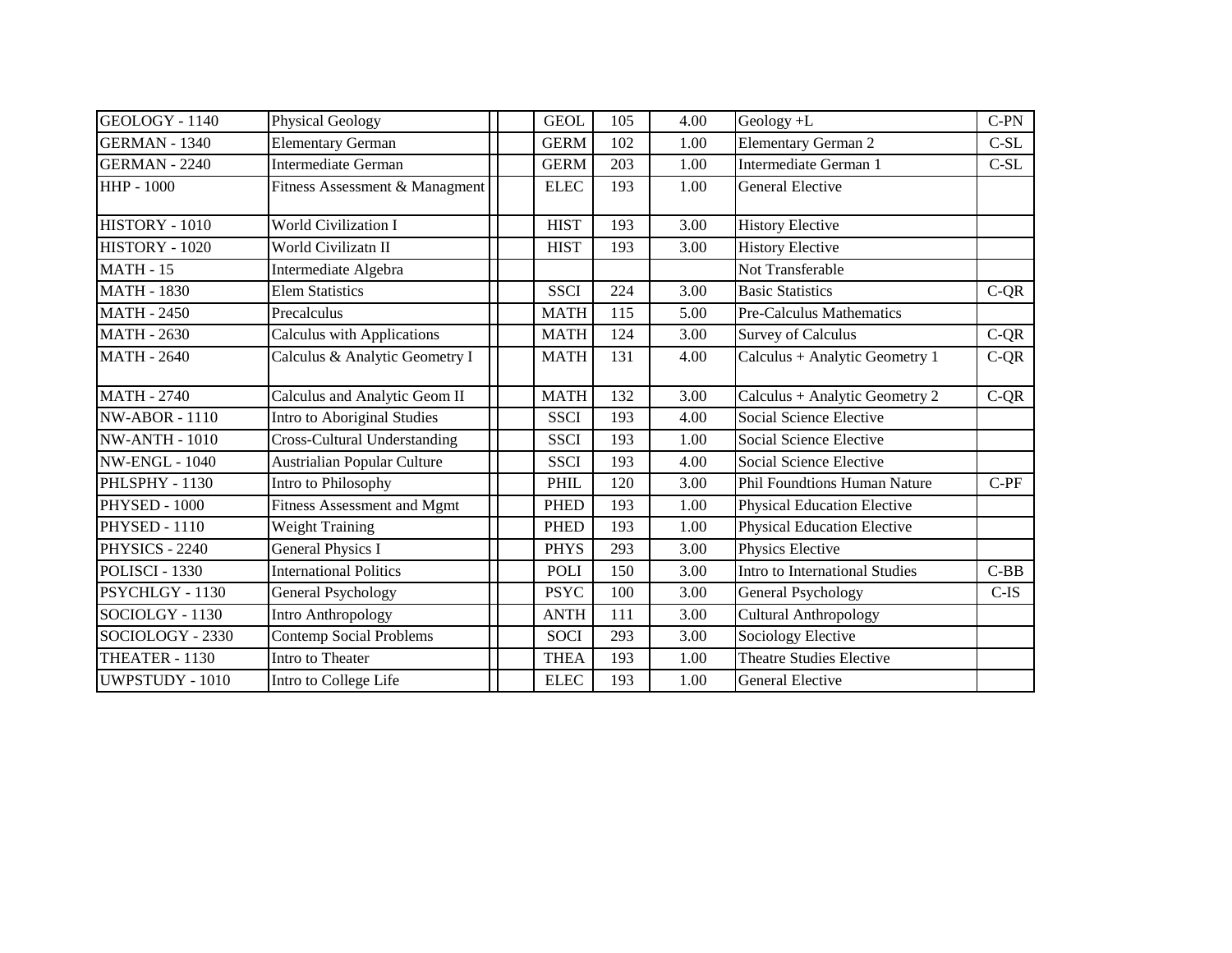| | | | | | | | | |
|---|---|---|---|---|---|---|---|---|
| GEOLOGY - 1140 | Physical Geology | | | GEOL | 105 | 4.00 | Geology +L | C-PN |
| GERMAN - 1340 | Elementary German | | | GERM | 102 | 1.00 | Elementary German 2 | C-SL |
| GERMAN - 2240 | Intermediate German | | | GERM | 203 | 1.00 | Intermediate German 1 | C-SL |
| HHP - 1000 | Fitness Assessment & Managment | | | ELEC | 193 | 1.00 | General Elective | |
| HISTORY - 1010 | World Civilization I | | | HIST | 193 | 3.00 | History Elective | |
| HISTORY - 1020 | World Civilizatn II | | | HIST | 193 | 3.00 | History Elective | |
| MATH - 15 | Intermediate Algebra | | | | | | Not Transferable | |
| MATH - 1830 | Elem Statistics | | | SSCI | 224 | 3.00 | Basic Statistics | C-QR |
| MATH - 2450 | Precalculus | | | MATH | 115 | 5.00 | Pre-Calculus Mathematics | |
| MATH - 2630 | Calculus with Applications | | | MATH | 124 | 3.00 | Survey of Calculus | C-QR |
| MATH - 2640 | Calculus & Analytic Geometry I | | | MATH | 131 | 4.00 | Calculus + Analytic Geometry 1 | C-QR |
| MATH - 2740 | Calculus and Analytic Geom II | | | MATH | 132 | 3.00 | Calculus + Analytic Geometry 2 | C-QR |
| NW-ABOR - 1110 | Intro to Aboriginal Studies | | | SSCI | 193 | 4.00 | Social Science Elective | |
| NW-ANTH - 1010 | Cross-Cultural Understanding | | | SSCI | 193 | 1.00 | Social Science Elective | |
| NW-ENGL - 1040 | Austrialian Popular Culture | | | SSCI | 193 | 4.00 | Social Science Elective | |
| PHLSPHY - 1130 | Intro to Philosophy | | | PHIL | 120 | 3.00 | Phil Foundtions Human Nature | C-PF |
| PHYSED - 1000 | Fitness Assessment and Mgmt | | | PHED | 193 | 1.00 | Physical Education Elective | |
| PHYSED - 1110 | Weight Training | | | PHED | 193 | 1.00 | Physical Education Elective | |
| PHYSICS - 2240 | General Physics I | | | PHYS | 293 | 3.00 | Physics Elective | |
| POLISCI - 1330 | International Politics | | | POLI | 150 | 3.00 | Intro to International Studies | C-BB |
| PSYCHLGY - 1130 | General Psychology | | | PSYC | 100 | 3.00 | General Psychology | C-IS |
| SOCIOLGY - 1130 | Intro Anthropology | | | ANTH | 111 | 3.00 | Cultural Anthropology | |
| SOCIOLOGY - 2330 | Contemp Social Problems | | | SOCI | 293 | 3.00 | Sociology Elective | |
| THEATER - 1130 | Intro to Theater | | | THEA | 193 | 1.00 | Theatre Studies Elective | |
| UWPSTUDY - 1010 | Intro to College Life | | | ELEC | 193 | 1.00 | General Elective | |